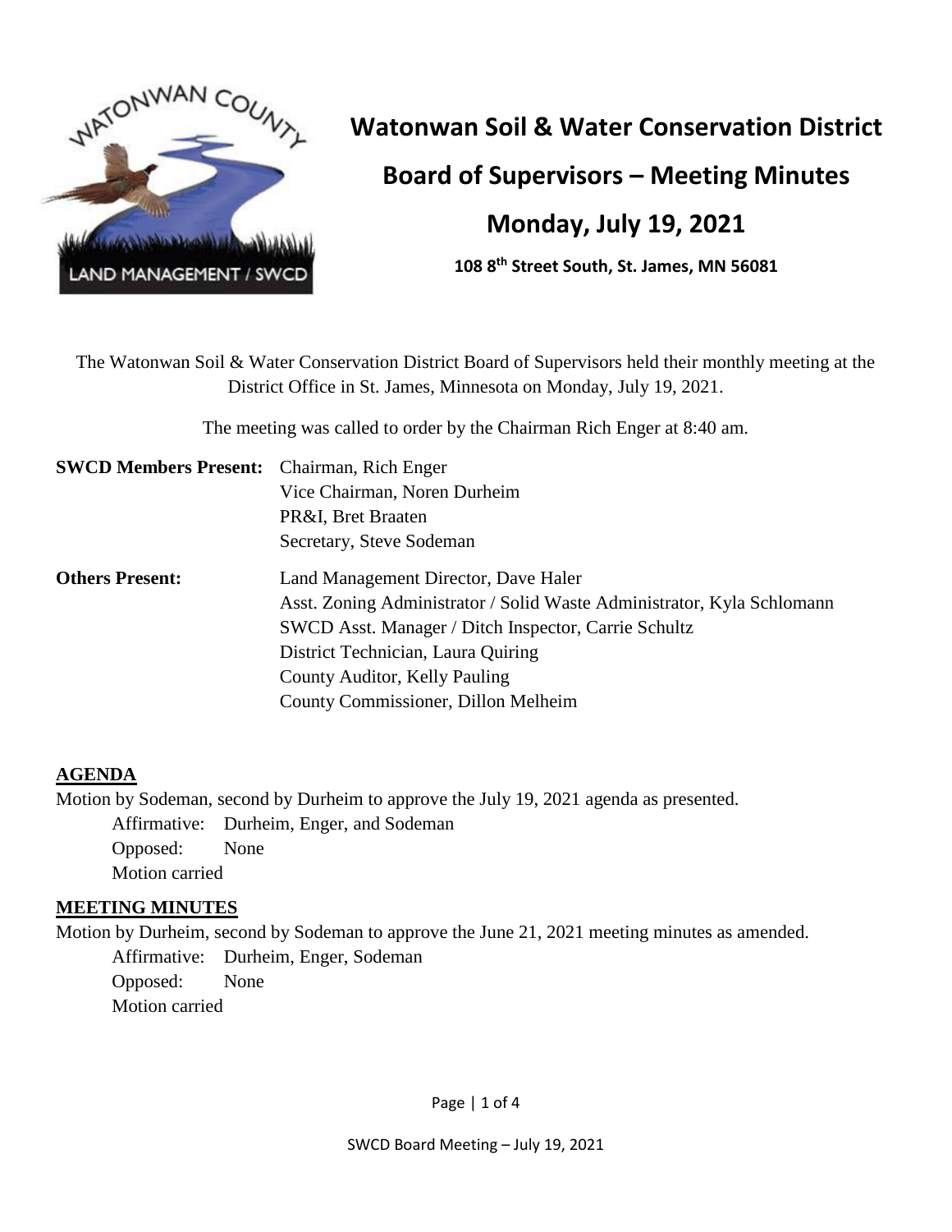# Watonwan Soil & Water Conservation District

## Board of Supervisors – Meeting Minutes

## Monday, July 19, 2021

**108 8th Street South, St. James, MN 56081**

The Watonwan Soil & Water Conservation District Board of Supervisors held their monthly meeting at the District Office in St. James, Minnesota on Monday, July 19, 2021.

The meeting was called to order by the Chairman Rich Enger at 8:40 am.

**SWCD Members Present:** Chairman, Rich Enger
Vice Chairman, Noren Durheim
PR&I, Bret Braaten
Secretary, Steve Sodeman

**Others Present:** Land Management Director, Dave Haler
Asst. Zoning Administrator / Solid Waste Administrator, Kyla Schlomann
SWCD Asst. Manager / Ditch Inspector, Carrie Schultz
District Technician, Laura Quiring
County Auditor, Kelly Pauling
County Commissioner, Dillon Melheim

### AGENDA

Motion by Sodeman, second by Durheim to approve the July 19, 2021 agenda as presented.

Affirmative: Durheim, Enger, and Sodeman
Opposed: None
Motion carried

### MEETING MINUTES

Motion by Durheim, second by Sodeman to approve the June 21, 2021 meeting minutes as amended.

Affirmative: Durheim, Enger, Sodeman
Opposed: None
Motion carried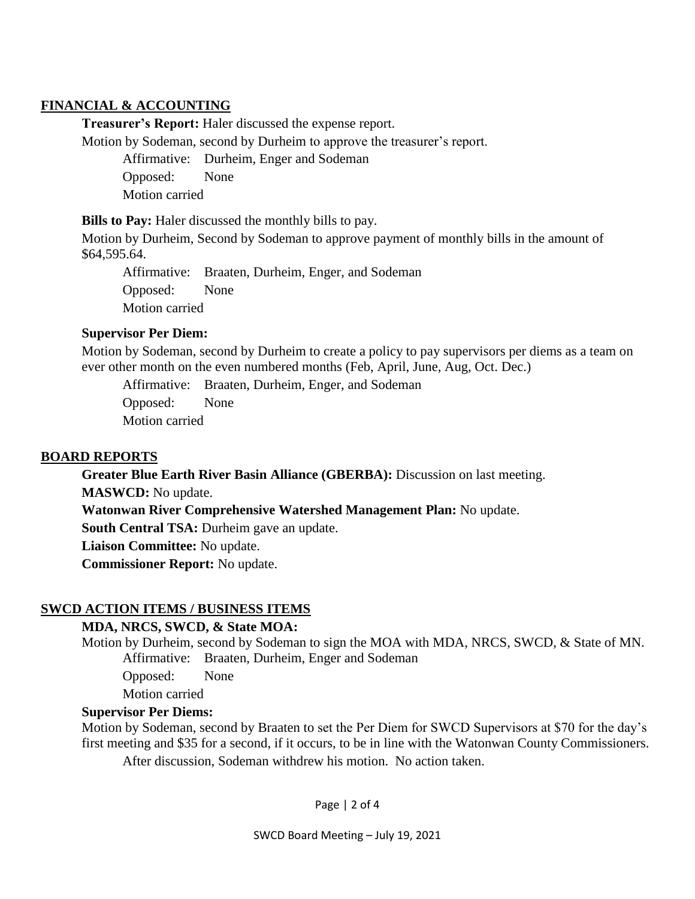## FINANCIAL & ACCOUNTING

**Treasurer's Report:** Haler discussed the expense report.

Motion by Sodeman, second by Durheim to approve the treasurer's report.

Affirmative: Durheim, Enger and Sodeman
Opposed: None
Motion carried

**Bills to Pay:** Haler discussed the monthly bills to pay.

Motion by Durheim, Second by Sodeman to approve payment of monthly bills in the amount of $64,595.64.

Affirmative: Braaten, Durheim, Enger, and Sodeman
Opposed: None
Motion carried

**Supervisor Per Diem:**

Motion by Sodeman, second by Durheim to create a policy to pay supervisors per diems as a team on ever other month on the even numbered months (Feb, April, June, Aug, Oct. Dec.)

Affirmative: Braaten, Durheim, Enger, and Sodeman
Opposed: None
Motion carried

## BOARD REPORTS

**Greater Blue Earth River Basin Alliance (GBERBA):** Discussion on last meeting.
**MASWCD:** No update.
**Watonwan River Comprehensive Watershed Management Plan:** No update.
**South Central TSA:** Durheim gave an update.
**Liaison Committee:** No update.
**Commissioner Report:** No update.

## SWCD ACTION ITEMS / BUSINESS ITEMS

**MDA, NRCS, SWCD, & State MOA:**

Motion by Durheim, second by Sodeman to sign the MOA with MDA, NRCS, SWCD, & State of MN.

Affirmative: Braaten, Durheim, Enger and Sodeman
Opposed: None
Motion carried

**Supervisor Per Diems:**

Motion by Sodeman, second by Braaten to set the Per Diem for SWCD Supervisors at $70 for the day's first meeting and $35 for a second, if it occurs, to be in line with the Watonwan County Commissioners.

After discussion, Sodeman withdrew his motion. No action taken.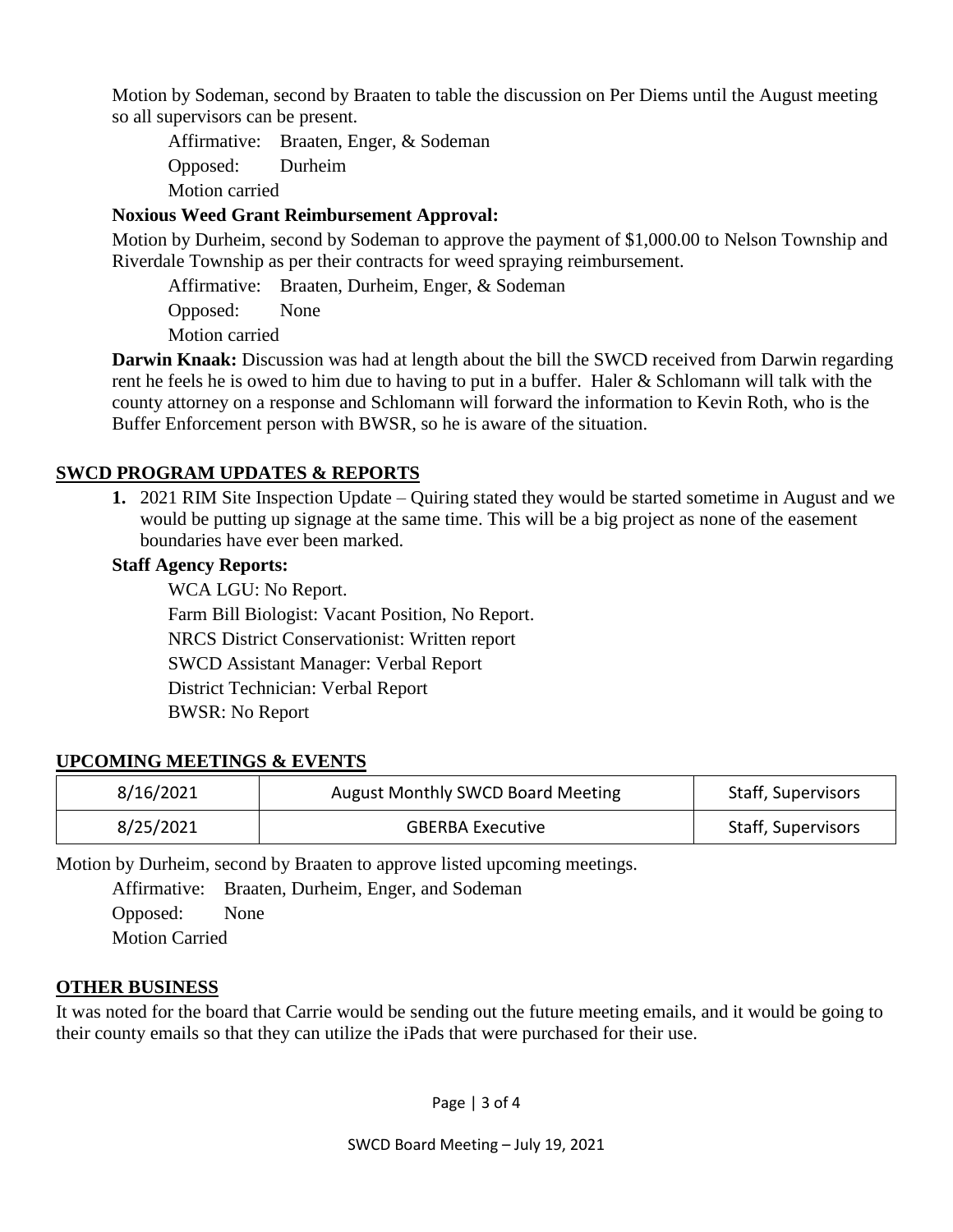Motion by Sodeman, second by Braaten to table the discussion on Per Diems until the August meeting so all supervisors can be present.

Affirmative: Braaten, Enger, & Sodeman
Opposed: Durheim
Motion carried

**Noxious Weed Grant Reimbursement Approval:**

Motion by Durheim, second by Sodeman to approve the payment of $1,000.00 to Nelson Township and Riverdale Township as per their contracts for weed spraying reimbursement.

Affirmative: Braaten, Durheim, Enger, & Sodeman
Opposed: None
Motion carried

**Darwin Knaak:** Discussion was had at length about the bill the SWCD received from Darwin regarding rent he feels he is owed to him due to having to put in a buffer. Haler & Schlomann will talk with the county attorney on a response and Schlomann will forward the information to Kevin Roth, who is the Buffer Enforcement person with BWSR, so he is aware of the situation.

## SWCD PROGRAM UPDATES & REPORTS

1. 2021 RIM Site Inspection Update – Quiring stated they would be started sometime in August and we would be putting up signage at the same time. This will be a big project as none of the easement boundaries have ever been marked.

**Staff Agency Reports:**

WCA LGU: No Report.
Farm Bill Biologist: Vacant Position, No Report.
NRCS District Conservationist: Written report
SWCD Assistant Manager: Verbal Report
District Technician: Verbal Report
BWSR: No Report

## UPCOMING MEETINGS & EVENTS

| 8/16/2021 | August Monthly SWCD Board Meeting | Staff, Supervisors |
|---|---|---|
| 8/25/2021 | GBERBA Executive | Staff, Supervisors |

Motion by Durheim, second by Braaten to approve listed upcoming meetings.

Affirmative: Braaten, Durheim, Enger, and Sodeman
Opposed: None
Motion Carried

## OTHER BUSINESS

It was noted for the board that Carrie would be sending out the future meeting emails, and it would be going to their county emails so that they can utilize the iPads that were purchased for their use.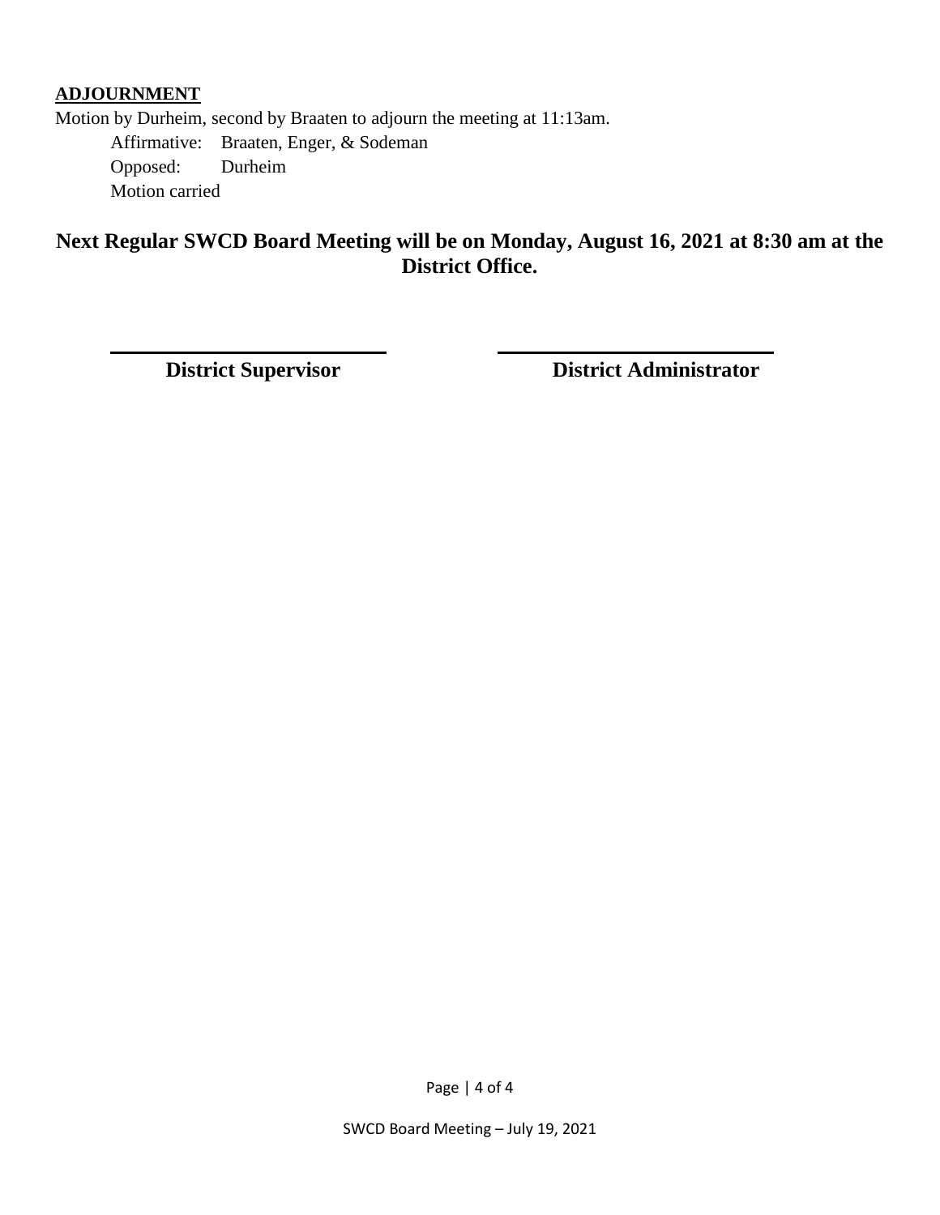**ADJOURNMENT**

Motion by Durheim, second by Braaten to adjourn the meeting at 11:13am.

Affirmative: Braaten, Enger, & Sodeman
Opposed: Durheim
Motion carried

**Next Regular SWCD Board Meeting will be on Monday, August 16, 2021 at 8:30 am at the District Office.**

______________________________ ______________________________

**District Supervisor** **District Administrator**